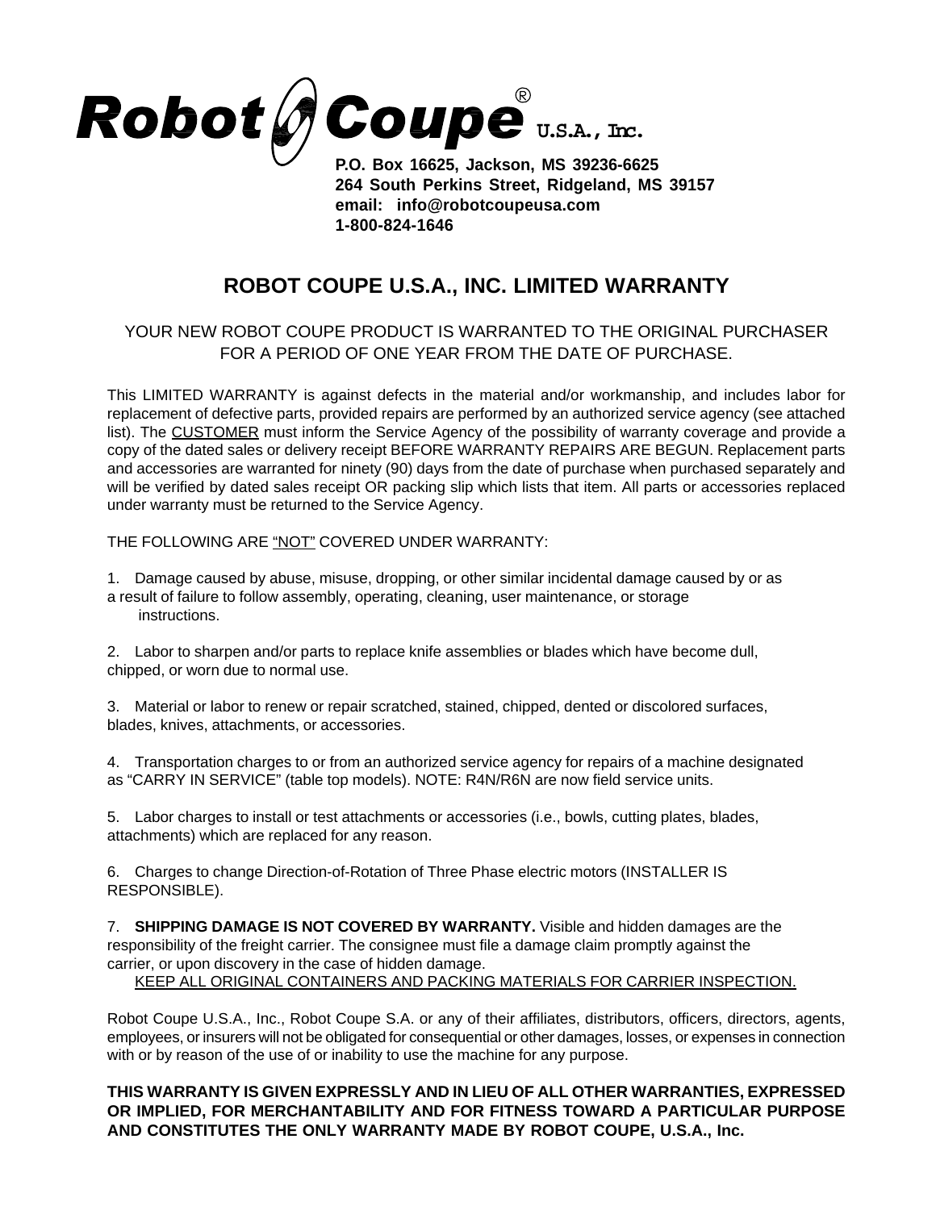# Robot Coupe® U.S.A., Inc.

**P.O. Box 16625, Jackson, MS 39236-6625**
**264 South Perkins Street, Ridgeland, MS 39157**
**email: info@robotcoupeusa.com**
**1-800-824-1646**

## ROBOT COUPE U.S.A., INC. LIMITED WARRANTY

YOUR NEW ROBOT COUPE PRODUCT IS WARRANTED TO THE ORIGINAL PURCHASER FOR A PERIOD OF ONE YEAR FROM THE DATE OF PURCHASE.

This LIMITED WARRANTY is against defects in the material and/or workmanship, and includes labor for replacement of defective parts, provided repairs are performed by an authorized service agency (see attached list). The CUSTOMER must inform the Service Agency of the possibility of warranty coverage and provide a copy of the dated sales or delivery receipt BEFORE WARRANTY REPAIRS ARE BEGUN. Replacement parts and accessories are warranted for ninety (90) days from the date of purchase when purchased separately and will be verified by dated sales receipt OR packing slip which lists that item. All parts or accessories replaced under warranty must be returned to the Service Agency.

THE FOLLOWING ARE "NOT" COVERED UNDER WARRANTY:

1. Damage caused by abuse, misuse, dropping, or other similar incidental damage caused by or as a result of failure to follow assembly, operating, cleaning, user maintenance, or storage instructions.

2. Labor to sharpen and/or parts to replace knife assemblies or blades which have become dull, chipped, or worn due to normal use.

3. Material or labor to renew or repair scratched, stained, chipped, dented or discolored surfaces, blades, knives, attachments, or accessories.

4. Transportation charges to or from an authorized service agency for repairs of a machine designated as "CARRY IN SERVICE" (table top models). NOTE: R4N/R6N are now field service units.

5. Labor charges to install or test attachments or accessories (i.e., bowls, cutting plates, blades, attachments) which are replaced for any reason.

6. Charges to change Direction-of-Rotation of Three Phase electric motors (INSTALLER IS RESPONSIBLE).

7. **SHIPPING DAMAGE IS NOT COVERED BY WARRANTY.** Visible and hidden damages are the responsibility of the freight carrier. The consignee must file a damage claim promptly against the carrier, or upon discovery in the case of hidden damage.
KEEP ALL ORIGINAL CONTAINERS AND PACKING MATERIALS FOR CARRIER INSPECTION.

Robot Coupe U.S.A., Inc., Robot Coupe S.A. or any of their affiliates, distributors, officers, directors, agents, employees, or insurers will not be obligated for consequential or other damages, losses, or expenses in connection with or by reason of the use of or inability to use the machine for any purpose.

**THIS WARRANTY IS GIVEN EXPRESSLY AND IN LIEU OF ALL OTHER WARRANTIES, EXPRESSED OR IMPLIED, FOR MERCHANTABILITY AND FOR FITNESS TOWARD A PARTICULAR PURPOSE AND CONSTITUTES THE ONLY WARRANTY MADE BY ROBOT COUPE, U.S.A., Inc.**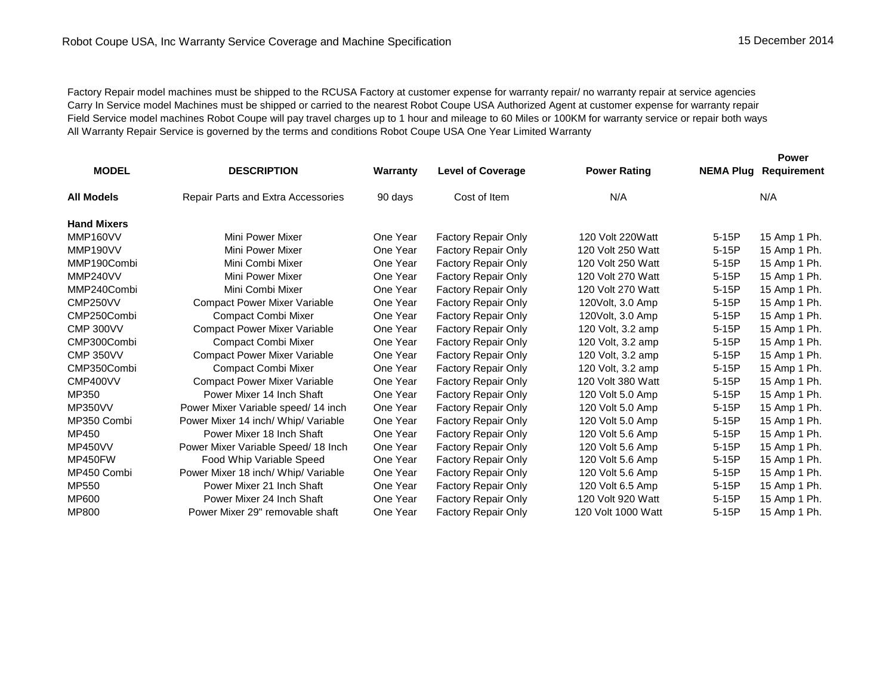Robot Coupe USA, Inc Warranty Service Coverage and Machine Specification

15 December 2014

Factory Repair model machines must be shipped to the RCUSA Factory at customer expense for warranty repair/ no warranty repair at service agencies
Carry In Service model Machines must be shipped or carried to the nearest Robot Coupe USA Authorized Agent at customer expense for warranty repair
Field Service model machines Robot Coupe will pay travel charges up to 1 hour and mileage to 60 Miles or 100KM for warranty service or repair both ways
All Warranty Repair Service is governed by the terms and conditions Robot Coupe USA One Year Limited Warranty

| MODEL | DESCRIPTION | Warranty | Level of Coverage | Power Rating | NEMA Plug | Power Requirement |
|---|---|---|---|---|---|---|
| **All Models** | Repair Parts and Extra Accessories | 90 days | Cost of Item | N/A | | N/A |
| **Hand Mixers** | | | | | | |
| MMP160VV | Mini Power Mixer | One Year | Factory Repair Only | 120 Volt 220Watt | 5-15P | 15 Amp 1 Ph. |
| MMP190VV | Mini Power Mixer | One Year | Factory Repair Only | 120 Volt 250 Watt | 5-15P | 15 Amp 1 Ph. |
| MMP190Combi | Mini Combi Mixer | One Year | Factory Repair Only | 120 Volt 250 Watt | 5-15P | 15 Amp 1 Ph. |
| MMP240VV | Mini Power Mixer | One Year | Factory Repair Only | 120 Volt 270 Watt | 5-15P | 15 Amp 1 Ph. |
| MMP240Combi | Mini Combi Mixer | One Year | Factory Repair Only | 120 Volt 270 Watt | 5-15P | 15 Amp 1 Ph. |
| CMP250VV | Compact Power Mixer Variable | One Year | Factory Repair Only | 120Volt, 3.0 Amp | 5-15P | 15 Amp 1 Ph. |
| CMP250Combi | Compact Combi Mixer | One Year | Factory Repair Only | 120Volt, 3.0 Amp | 5-15P | 15 Amp 1 Ph. |
| CMP 300VV | Compact Power Mixer Variable | One Year | Factory Repair Only | 120 Volt, 3.2 amp | 5-15P | 15 Amp 1 Ph. |
| CMP300Combi | Compact Combi Mixer | One Year | Factory Repair Only | 120 Volt, 3.2 amp | 5-15P | 15 Amp 1 Ph. |
| CMP 350VV | Compact Power Mixer Variable | One Year | Factory Repair Only | 120 Volt, 3.2 amp | 5-15P | 15 Amp 1 Ph. |
| CMP350Combi | Compact Combi Mixer | One Year | Factory Repair Only | 120 Volt, 3.2 amp | 5-15P | 15 Amp 1 Ph. |
| CMP400VV | Compact Power Mixer Variable | One Year | Factory Repair Only | 120 Volt 380 Watt | 5-15P | 15 Amp 1 Ph. |
| MP350 | Power Mixer 14 Inch Shaft | One Year | Factory Repair Only | 120 Volt 5.0 Amp | 5-15P | 15 Amp 1 Ph. |
| MP350VV | Power Mixer Variable speed/ 14 inch | One Year | Factory Repair Only | 120 Volt 5.0 Amp | 5-15P | 15 Amp 1 Ph. |
| MP350 Combi | Power Mixer 14 inch/ Whip/ Variable | One Year | Factory Repair Only | 120 Volt 5.0 Amp | 5-15P | 15 Amp 1 Ph. |
| MP450 | Power Mixer 18 Inch Shaft | One Year | Factory Repair Only | 120 Volt 5.6 Amp | 5-15P | 15 Amp 1 Ph. |
| MP450VV | Power Mixer Variable Speed/ 18 Inch | One Year | Factory Repair Only | 120 Volt 5.6 Amp | 5-15P | 15 Amp 1 Ph. |
| MP450FW | Food Whip Variable Speed | One Year | Factory Repair Only | 120 Volt 5.6 Amp | 5-15P | 15 Amp 1 Ph. |
| MP450 Combi | Power Mixer 18 inch/ Whip/ Variable | One Year | Factory Repair Only | 120 Volt 5.6 Amp | 5-15P | 15 Amp 1 Ph. |
| MP550 | Power Mixer 21 Inch Shaft | One Year | Factory Repair Only | 120 Volt 6.5 Amp | 5-15P | 15 Amp 1 Ph. |
| MP600 | Power Mixer 24 Inch Shaft | One Year | Factory Repair Only | 120 Volt 920 Watt | 5-15P | 15 Amp 1 Ph. |
| MP800 | Power Mixer 29" removable shaft | One Year | Factory Repair Only | 120 Volt 1000 Watt | 5-15P | 15 Amp 1 Ph. |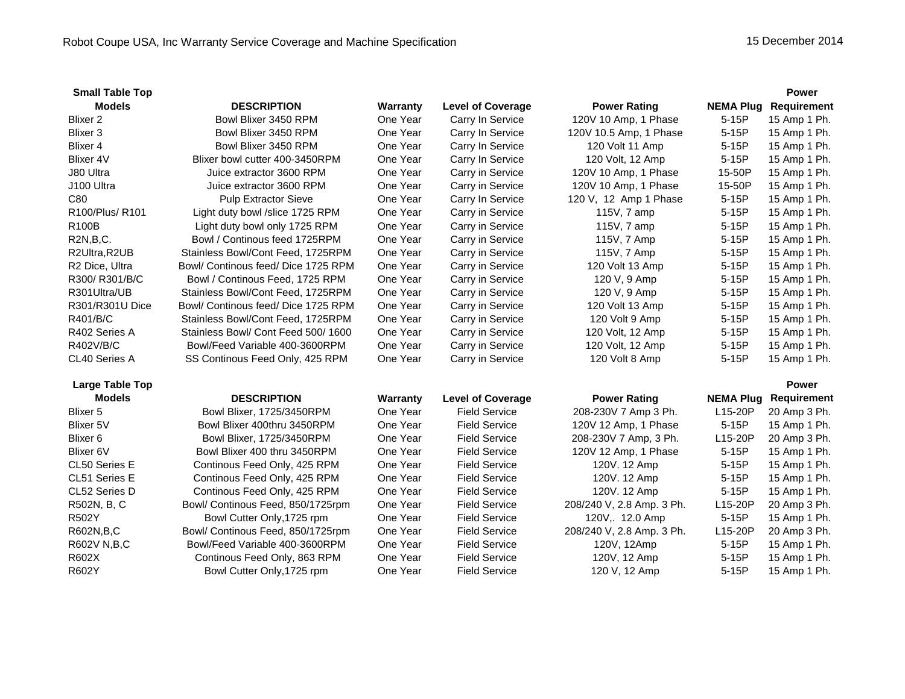Robot Coupe USA, Inc Warranty Service Coverage and Machine Specification

15 December 2014

| Small Table Top Models | DESCRIPTION | Warranty | Level of Coverage | Power Rating | NEMA Plug | Power Requirement |
|---|---|---|---|---|---|---|
| Blixer 2 | Bowl Blixer 3450 RPM | One Year | Carry In Service | 120V 10 Amp, 1 Phase | 5-15P | 15 Amp 1 Ph. |
| Blixer 3 | Bowl Blixer 3450 RPM | One Year | Carry In Service | 120V 10.5 Amp, 1 Phase | 5-15P | 15 Amp 1 Ph. |
| Blixer 4 | Bowl Blixer 3450 RPM | One Year | Carry In Service | 120 Volt 11 Amp | 5-15P | 15 Amp 1 Ph. |
| Blixer 4V | Blixer bowl cutter 400-3450RPM | One Year | Carry In Service | 120 Volt, 12 Amp | 5-15P | 15 Amp 1 Ph. |
| J80 Ultra | Juice extractor 3600 RPM | One Year | Carry in Service | 120V 10 Amp, 1 Phase | 15-50P | 15 Amp 1 Ph. |
| J100 Ultra | Juice extractor 3600 RPM | One Year | Carry in Service | 120V 10 Amp, 1 Phase | 15-50P | 15 Amp 1 Ph. |
| C80 | Pulp Extractor Sieve | One Year | Carry In Service | 120 V, 12 Amp 1 Phase | 5-15P | 15 Amp 1 Ph. |
| R100/Plus/ R101 | Light duty bowl /slice 1725 RPM | One Year | Carry in Service | 115V, 7 amp | 5-15P | 15 Amp 1 Ph. |
| R100B | Light duty bowl only 1725 RPM | One Year | Carry in Service | 115V, 7 amp | 5-15P | 15 Amp 1 Ph. |
| R2N,B,C. | Bowl / Continous feed 1725RPM | One Year | Carry in Service | 115V, 7 Amp | 5-15P | 15 Amp 1 Ph. |
| R2Ultra,R2UB | Stainless Bowl/Cont Feed, 1725RPM | One Year | Carry in Service | 115V, 7 Amp | 5-15P | 15 Amp 1 Ph. |
| R2 Dice, Ultra | Bowl/ Continous feed/ Dice 1725 RPM | One Year | Carry in Service | 120 Volt 13 Amp | 5-15P | 15 Amp 1 Ph. |
| R300/ R301/B/C | Bowl / Continous Feed, 1725 RPM | One Year | Carry in Service | 120 V, 9 Amp | 5-15P | 15 Amp 1 Ph. |
| R301Ultra/UB | Stainless Bowl/Cont Feed, 1725RPM | One Year | Carry in Service | 120 V, 9 Amp | 5-15P | 15 Amp 1 Ph. |
| R301/R301U Dice | Bowl/ Continous feed/ Dice 1725 RPM | One Year | Carry in Service | 120 Volt 13 Amp | 5-15P | 15 Amp 1 Ph. |
| R401/B/C | Stainless Bowl/Cont Feed, 1725RPM | One Year | Carry in Service | 120 Volt 9 Amp | 5-15P | 15 Amp 1 Ph. |
| R402 Series A | Stainless Bowl/ Cont Feed 500/ 1600 | One Year | Carry in Service | 120 Volt, 12 Amp | 5-15P | 15 Amp 1 Ph. |
| R402V/B/C | Bowl/Feed Variable 400-3600RPM | One Year | Carry in Service | 120 Volt, 12 Amp | 5-15P | 15 Amp 1 Ph. |
| CL40 Series A | SS Continous Feed Only, 425 RPM | One Year | Carry in Service | 120 Volt 8 Amp | 5-15P | 15 Amp 1 Ph. |

| Large Table Top Models | DESCRIPTION | Warranty | Level of Coverage | Power Rating | NEMA Plug | Power Requirement |
|---|---|---|---|---|---|---|
| Blixer 5 | Bowl Blixer, 1725/3450RPM | One Year | Field Service | 208-230V 7 Amp 3 Ph. | L15-20P | 20 Amp 3 Ph. |
| Blixer 5V | Bowl Blixer 400thru 3450RPM | One Year | Field Service | 120V 12 Amp, 1 Phase | 5-15P | 15 Amp 1 Ph. |
| Blixer 6 | Bowl Blixer, 1725/3450RPM | One Year | Field Service | 208-230V 7 Amp, 3 Ph. | L15-20P | 20 Amp 3 Ph. |
| Blixer 6V | Bowl Blixer 400 thru 3450RPM | One Year | Field Service | 120V 12 Amp, 1 Phase | 5-15P | 15 Amp 1 Ph. |
| CL50 Series E | Continous Feed Only, 425 RPM | One Year | Field Service | 120V. 12 Amp | 5-15P | 15 Amp 1 Ph. |
| CL51 Series E | Continous Feed Only, 425 RPM | One Year | Field Service | 120V. 12 Amp | 5-15P | 15 Amp 1 Ph. |
| CL52 Series D | Continous Feed Only, 425 RPM | One Year | Field Service | 120V. 12 Amp | 5-15P | 15 Amp 1 Ph. |
| R502N, B, C | Bowl/ Continous Feed, 850/1725rpm | One Year | Field Service | 208/240 V, 2.8 Amp. 3 Ph. | L15-20P | 20 Amp 3 Ph. |
| R502Y | Bowl Cutter Only,1725 rpm | One Year | Field Service | 120V,. 12.0 Amp | 5-15P | 15 Amp 1 Ph. |
| R602N,B,C | Bowl/ Continous Feed, 850/1725rpm | One Year | Field Service | 208/240 V, 2.8 Amp. 3 Ph. | L15-20P | 20 Amp 3 Ph. |
| R602V N,B,C | Bowl/Feed Variable 400-3600RPM | One Year | Field Service | 120V, 12Amp | 5-15P | 15 Amp 1 Ph. |
| R602X | Continous Feed Only, 863 RPM | One Year | Field Service | 120V, 12 Amp | 5-15P | 15 Amp 1 Ph. |
| R602Y | Bowl Cutter Only,1725 rpm | One Year | Field Service | 120 V, 12 Amp | 5-15P | 15 Amp 1 Ph. |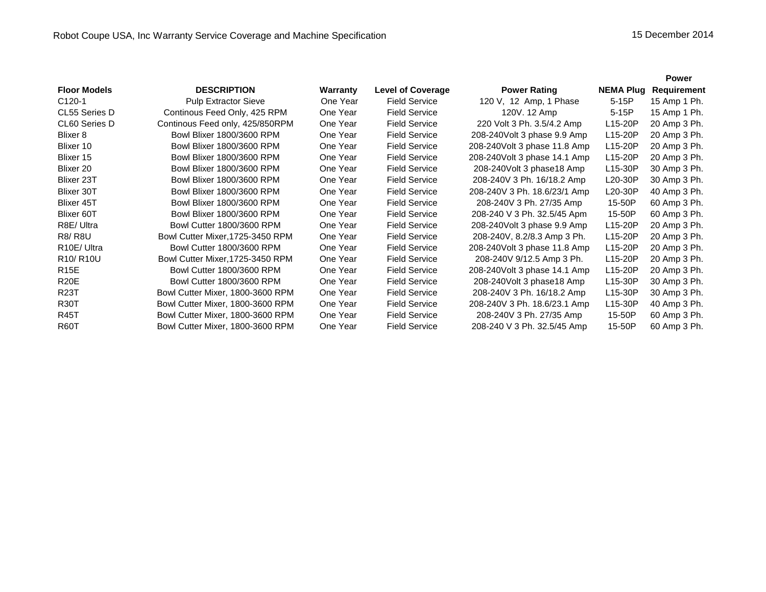Robot Coupe USA, Inc Warranty Service Coverage and Machine Specification

15 December 2014

| Floor Models | DESCRIPTION | Warranty | Level of Coverage | Power Rating | NEMA Plug | Power Requirement |
|---|---|---|---|---|---|---|
| C120-1 | Pulp Extractor Sieve | One Year | Field Service | 120 V, 12 Amp, 1 Phase | 5-15P | 15 Amp 1 Ph. |
| CL55 Series D | Continous Feed Only, 425 RPM | One Year | Field Service | 120V. 12 Amp | 5-15P | 15 Amp 1 Ph. |
| CL60 Series D | Continous Feed only, 425/850RPM | One Year | Field Service | 220 Volt 3 Ph. 3.5/4.2 Amp | L15-20P | 20 Amp 3 Ph. |
| Blixer 8 | Bowl Blixer 1800/3600 RPM | One Year | Field Service | 208-240Volt 3 phase 9.9 Amp | L15-20P | 20 Amp 3 Ph. |
| Blixer 10 | Bowl Blixer 1800/3600 RPM | One Year | Field Service | 208-240Volt 3 phase 11.8 Amp | L15-20P | 20 Amp 3 Ph. |
| Blixer 15 | Bowl Blixer 1800/3600 RPM | One Year | Field Service | 208-240Volt 3 phase 14.1 Amp | L15-20P | 20 Amp 3 Ph. |
| Blixer 20 | Bowl Blixer 1800/3600 RPM | One Year | Field Service | 208-240Volt 3 phase18 Amp | L15-30P | 30 Amp 3 Ph. |
| Blixer 23T | Bowl Blixer 1800/3600 RPM | One Year | Field Service | 208-240V 3 Ph. 16/18.2 Amp | L20-30P | 30 Amp 3 Ph. |
| Blixer 30T | Bowl Blixer 1800/3600 RPM | One Year | Field Service | 208-240V 3 Ph. 18.6/23/1 Amp | L20-30P | 40 Amp 3 Ph. |
| Blixer 45T | Bowl Blixer 1800/3600 RPM | One Year | Field Service | 208-240V 3 Ph. 27/35 Amp | 15-50P | 60 Amp 3 Ph. |
| Blixer 60T | Bowl Blixer 1800/3600 RPM | One Year | Field Service | 208-240 V 3 Ph. 32.5/45 Apm | 15-50P | 60 Amp 3 Ph. |
| R8E/ Ultra | Bowl Cutter 1800/3600 RPM | One Year | Field Service | 208-240Volt 3 phase 9.9 Amp | L15-20P | 20 Amp 3 Ph. |
| R8/ R8U | Bowl Cutter Mixer,1725-3450 RPM | One Year | Field Service | 208-240V, 8.2/8.3 Amp 3 Ph. | L15-20P | 20 Amp 3 Ph. |
| R10E/ Ultra | Bowl Cutter 1800/3600 RPM | One Year | Field Service | 208-240Volt 3 phase 11.8 Amp | L15-20P | 20 Amp 3 Ph. |
| R10/ R10U | Bowl Cutter Mixer,1725-3450 RPM | One Year | Field Service | 208-240V 9/12.5 Amp 3 Ph. | L15-20P | 20 Amp 3 Ph. |
| R15E | Bowl Cutter 1800/3600 RPM | One Year | Field Service | 208-240Volt 3 phase 14.1 Amp | L15-20P | 20 Amp 3 Ph. |
| R20E | Bowl Cutter 1800/3600 RPM | One Year | Field Service | 208-240Volt 3 phase18 Amp | L15-30P | 30 Amp 3 Ph. |
| R23T | Bowl Cutter Mixer, 1800-3600 RPM | One Year | Field Service | 208-240V 3 Ph. 16/18.2 Amp | L15-30P | 30 Amp 3 Ph. |
| R30T | Bowl Cutter Mixer, 1800-3600 RPM | One Year | Field Service | 208-240V 3 Ph. 18.6/23.1 Amp | L15-30P | 40 Amp 3 Ph. |
| R45T | Bowl Cutter Mixer, 1800-3600 RPM | One Year | Field Service | 208-240V 3 Ph. 27/35 Amp | 15-50P | 60 Amp 3 Ph. |
| R60T | Bowl Cutter Mixer, 1800-3600 RPM | One Year | Field Service | 208-240 V 3 Ph. 32.5/45 Amp | 15-50P | 60 Amp 3 Ph. |